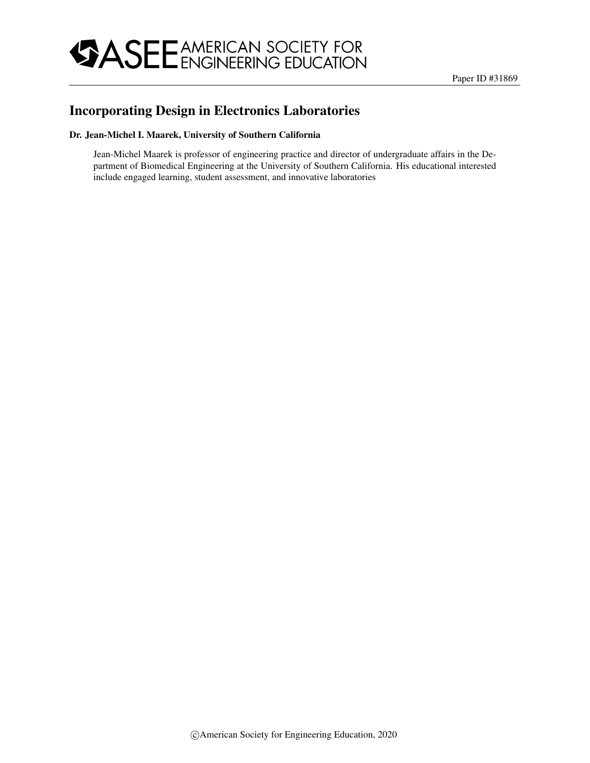Paper ID #31869

# Incorporating Design in Electronics Laboratories

**Dr. Jean-Michel I. Maarek, University of Southern California**

Jean-Michel Maarek is professor of engineering practice and director of undergraduate affairs in the Department of Biomedical Engineering at the University of Southern California. His educational interested include engaged learning, student assessment, and innovative laboratories

©American Society for Engineering Education, 2020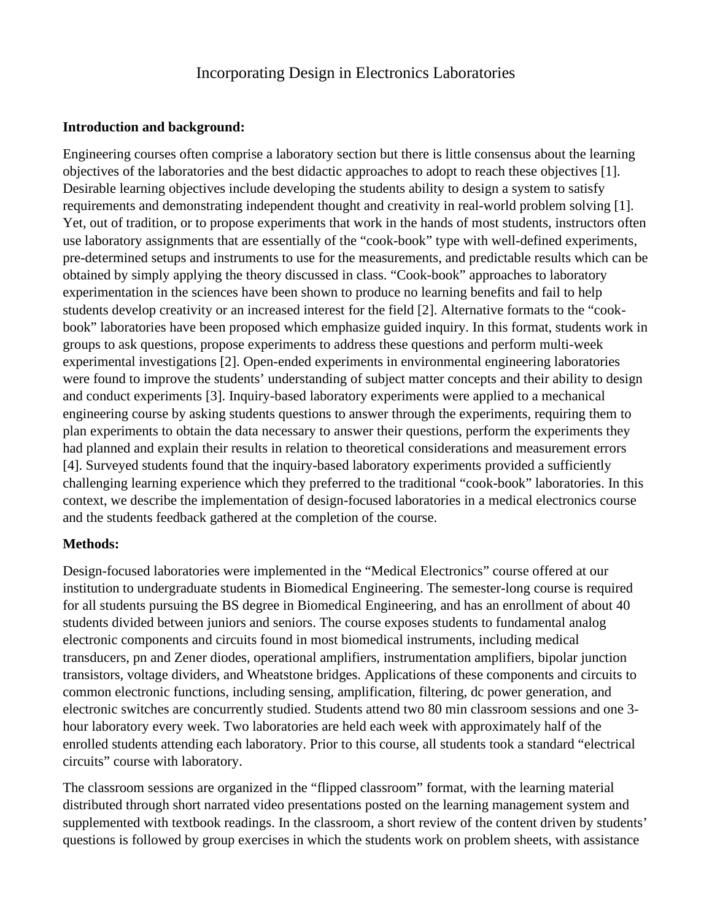# Incorporating Design in Electronics Laboratories

**Introduction and background:**

Engineering courses often comprise a laboratory section but there is little consensus about the learning objectives of the laboratories and the best didactic approaches to adopt to reach these objectives [1]. Desirable learning objectives include developing the students ability to design a system to satisfy requirements and demonstrating independent thought and creativity in real-world problem solving [1]. Yet, out of tradition, or to propose experiments that work in the hands of most students, instructors often use laboratory assignments that are essentially of the "cook-book" type with well-defined experiments, pre-determined setups and instruments to use for the measurements, and predictable results which can be obtained by simply applying the theory discussed in class. "Cook-book" approaches to laboratory experimentation in the sciences have been shown to produce no learning benefits and fail to help students develop creativity or an increased interest for the field [2]. Alternative formats to the "cook-book" laboratories have been proposed which emphasize guided inquiry. In this format, students work in groups to ask questions, propose experiments to address these questions and perform multi-week experimental investigations [2]. Open-ended experiments in environmental engineering laboratories were found to improve the students' understanding of subject matter concepts and their ability to design and conduct experiments [3]. Inquiry-based laboratory experiments were applied to a mechanical engineering course by asking students questions to answer through the experiments, requiring them to plan experiments to obtain the data necessary to answer their questions, perform the experiments they had planned and explain their results in relation to theoretical considerations and measurement errors [4]. Surveyed students found that the inquiry-based laboratory experiments provided a sufficiently challenging learning experience which they preferred to the traditional "cook-book" laboratories. In this context, we describe the implementation of design-focused laboratories in a medical electronics course and the students feedback gathered at the completion of the course.

**Methods:**

Design-focused laboratories were implemented in the "Medical Electronics" course offered at our institution to undergraduate students in Biomedical Engineering. The semester-long course is required for all students pursuing the BS degree in Biomedical Engineering, and has an enrollment of about 40 students divided between juniors and seniors. The course exposes students to fundamental analog electronic components and circuits found in most biomedical instruments, including medical transducers, pn and Zener diodes, operational amplifiers, instrumentation amplifiers, bipolar junction transistors, voltage dividers, and Wheatstone bridges. Applications of these components and circuits to common electronic functions, including sensing, amplification, filtering, dc power generation, and electronic switches are concurrently studied. Students attend two 80 min classroom sessions and one 3-hour laboratory every week. Two laboratories are held each week with approximately half of the enrolled students attending each laboratory. Prior to this course, all students took a standard "electrical circuits" course with laboratory.

The classroom sessions are organized in the "flipped classroom" format, with the learning material distributed through short narrated video presentations posted on the learning management system and supplemented with textbook readings. In the classroom, a short review of the content driven by students' questions is followed by group exercises in which the students work on problem sheets, with assistance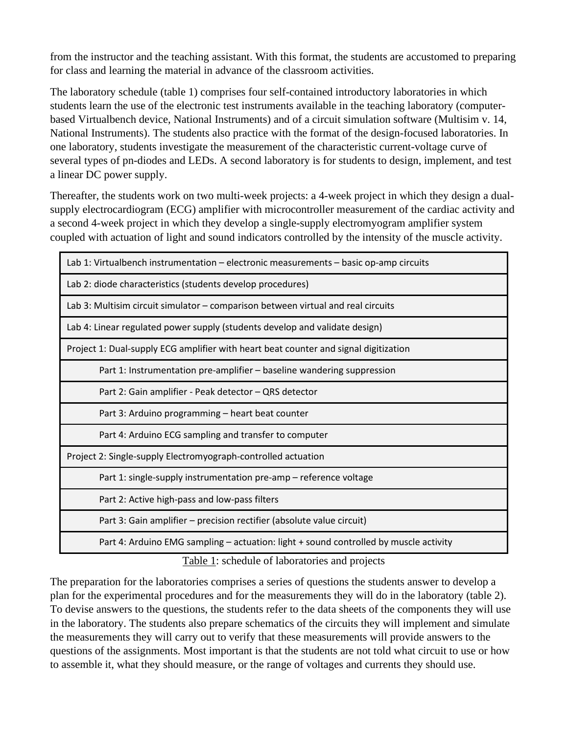from the instructor and the teaching assistant. With this format, the students are accustomed to preparing for class and learning the material in advance of the classroom activities.

The laboratory schedule (table 1) comprises four self-contained introductory laboratories in which students learn the use of the electronic test instruments available in the teaching laboratory (computer-based Virtualbench device, National Instruments) and of a circuit simulation software (Multisim v. 14, National Instruments). The students also practice with the format of the design-focused laboratories. In one laboratory, students investigate the measurement of the characteristic current-voltage curve of several types of pn-diodes and LEDs. A second laboratory is for students to design, implement, and test a linear DC power supply.

Thereafter, the students work on two multi-week projects: a 4-week project in which they design a dual-supply electrocardiogram (ECG) amplifier with microcontroller measurement of the cardiac activity and a second 4-week project in which they develop a single-supply electromyogram amplifier system coupled with actuation of light and sound indicators controlled by the intensity of the muscle activity.

| Schedule |
|---|
| Lab 1: Virtualbench instrumentation – electronic measurements – basic op-amp circuits |
| Lab 2: diode characteristics (students develop procedures) |
| Lab 3: Multisim circuit simulator – comparison between virtual and real circuits |
| Lab 4: Linear regulated power supply (students develop and validate design) |
| Project 1: Dual-supply ECG amplifier with heart beat counter and signal digitization |
| Part 1: Instrumentation pre-amplifier – baseline wandering suppression |
| Part 2: Gain amplifier - Peak detector – QRS detector |
| Part 3: Arduino programming – heart beat counter |
| Part 4: Arduino ECG sampling and transfer to computer |
| Project 2: Single-supply Electromyograph-controlled actuation |
| Part 1: single-supply instrumentation pre-amp – reference voltage |
| Part 2: Active high-pass and low-pass filters |
| Part 3: Gain amplifier – precision rectifier (absolute value circuit) |
| Part 4: Arduino EMG sampling – actuation: light + sound controlled by muscle activity |

Table 1: schedule of laboratories and projects

The preparation for the laboratories comprises a series of questions the students answer to develop a plan for the experimental procedures and for the measurements they will do in the laboratory (table 2). To devise answers to the questions, the students refer to the data sheets of the components they will use in the laboratory. The students also prepare schematics of the circuits they will implement and simulate the measurements they will carry out to verify that these measurements will provide answers to the questions of the assignments. Most important is that the students are not told what circuit to use or how to assemble it, what they should measure, or the range of voltages and currents they should use.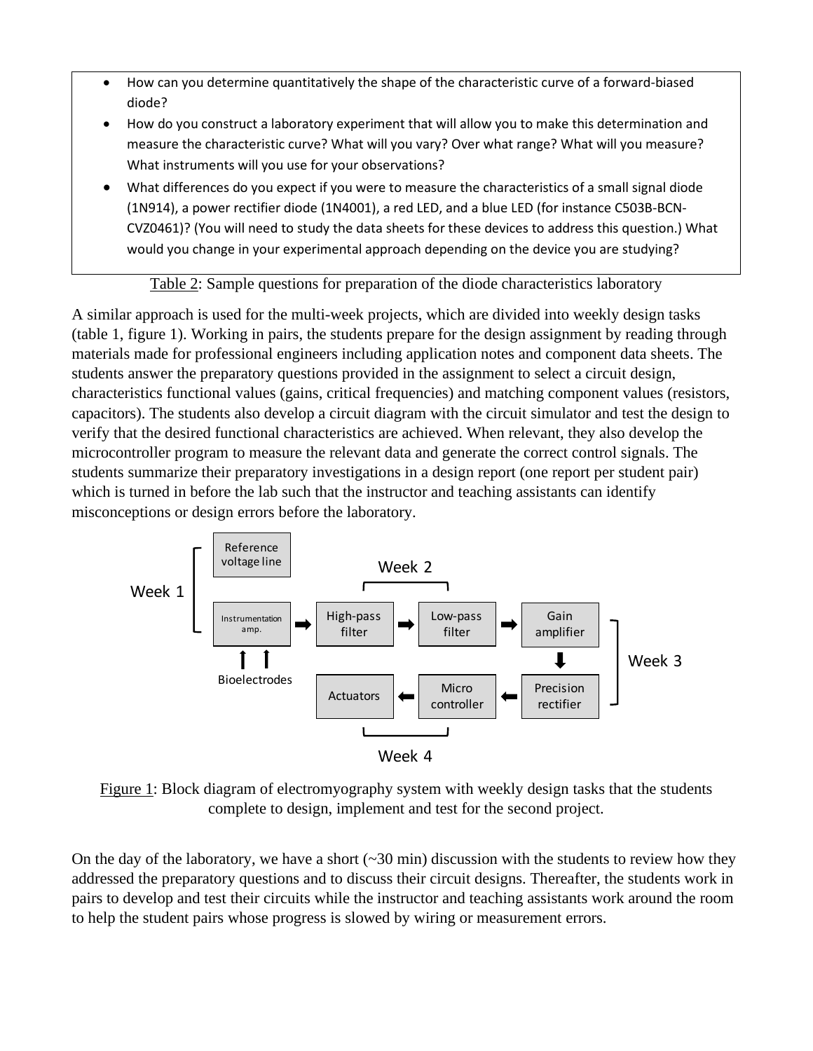- How can you determine quantitatively the shape of the characteristic curve of a forward-biased diode?
- How do you construct a laboratory experiment that will allow you to make this determination and measure the characteristic curve? What will you vary? Over what range? What will you measure? What instruments will you use for your observations?
- What differences do you expect if you were to measure the characteristics of a small signal diode (1N914), a power rectifier diode (1N4001), a red LED, and a blue LED (for instance C503B-BCN-CVZ0461)? (You will need to study the data sheets for these devices to address this question.) What would you change in your experimental approach depending on the device you are studying?

Table 2: Sample questions for preparation of the diode characteristics laboratory

A similar approach is used for the multi-week projects, which are divided into weekly design tasks (table 1, figure 1). Working in pairs, the students prepare for the design assignment by reading through materials made for professional engineers including application notes and component data sheets. The students answer the preparatory questions provided in the assignment to select a circuit design, characteristics functional values (gains, critical frequencies) and matching component values (resistors, capacitors). The students also develop a circuit diagram with the circuit simulator and test the design to verify that the desired functional characteristics are achieved. When relevant, they also develop the microcontroller program to measure the relevant data and generate the correct control signals. The students summarize their preparatory investigations in a design report (one report per student pair) which is turned in before the lab such that the instructor and teaching assistants can identify misconceptions or design errors before the laboratory.

Week 1: Reference voltage line; Instrumentation amp. (Bioelectrodes) → Week 2: High-pass filter → Low-pass filter → Week 3: Gain amplifier → Precision rectifier → Week 4: Micro controller → Actuators

Figure 1: Block diagram of electromyography system with weekly design tasks that the students complete to design, implement and test for the second project.

On the day of the laboratory, we have a short (~30 min) discussion with the students to review how they addressed the preparatory questions and to discuss their circuit designs. Thereafter, the students work in pairs to develop and test their circuits while the instructor and teaching assistants work around the room to help the student pairs whose progress is slowed by wiring or measurement errors.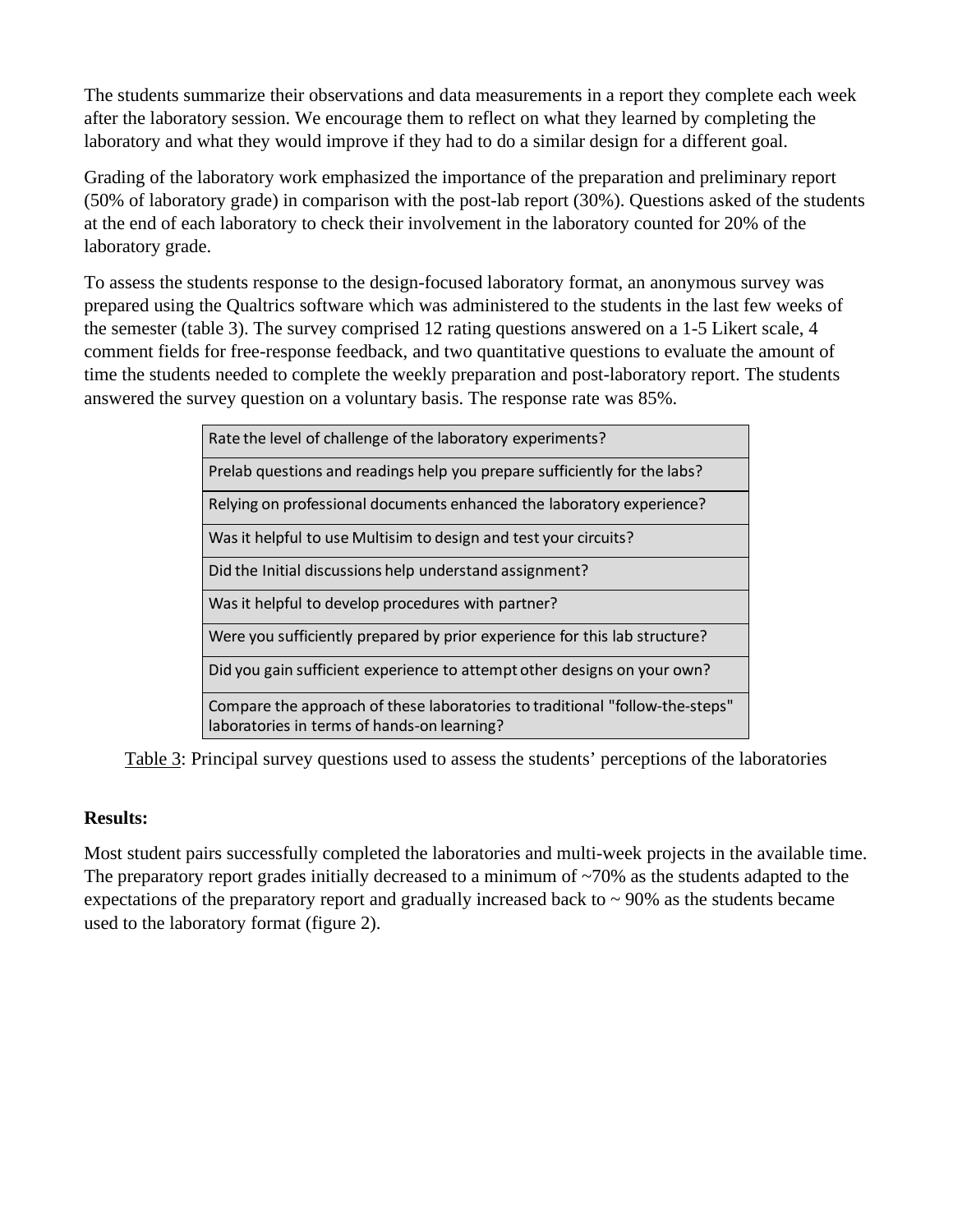The students summarize their observations and data measurements in a report they complete each week after the laboratory session. We encourage them to reflect on what they learned by completing the laboratory and what they would improve if they had to do a similar design for a different goal.

Grading of the laboratory work emphasized the importance of the preparation and preliminary report (50% of laboratory grade) in comparison with the post-lab report (30%). Questions asked of the students at the end of each laboratory to check their involvement in the laboratory counted for 20% of the laboratory grade.

To assess the students response to the design-focused laboratory format, an anonymous survey was prepared using the Qualtrics software which was administered to the students in the last few weeks of the semester (table 3). The survey comprised 12 rating questions answered on a 1-5 Likert scale, 4 comment fields for free-response feedback, and two quantitative questions to evaluate the amount of time the students needed to complete the weekly preparation and post-laboratory report. The students answered the survey question on a voluntary basis. The response rate was 85%.

| Rate the level of challenge of the laboratory experiments? |
|---|
| Prelab questions and readings help you prepare sufficiently for the labs? |
| Relying on professional documents enhanced the laboratory experience? |
| Was it helpful to use Multisim to design and test your circuits? |
| Did the Initial discussions help understand assignment? |
| Was it helpful to develop procedures with partner? |
| Were you sufficiently prepared by prior experience for this lab structure? |
| Did you gain sufficient experience to attempt other designs on your own? |
| Compare the approach of these laboratories to traditional "follow-the-steps" laboratories in terms of hands-on learning? |

Table 3: Principal survey questions used to assess the students' perceptions of the laboratories

**Results:**

Most student pairs successfully completed the laboratories and multi-week projects in the available time. The preparatory report grades initially decreased to a minimum of ~70% as the students adapted to the expectations of the preparatory report and gradually increased back to ~ 90% as the students became used to the laboratory format (figure 2).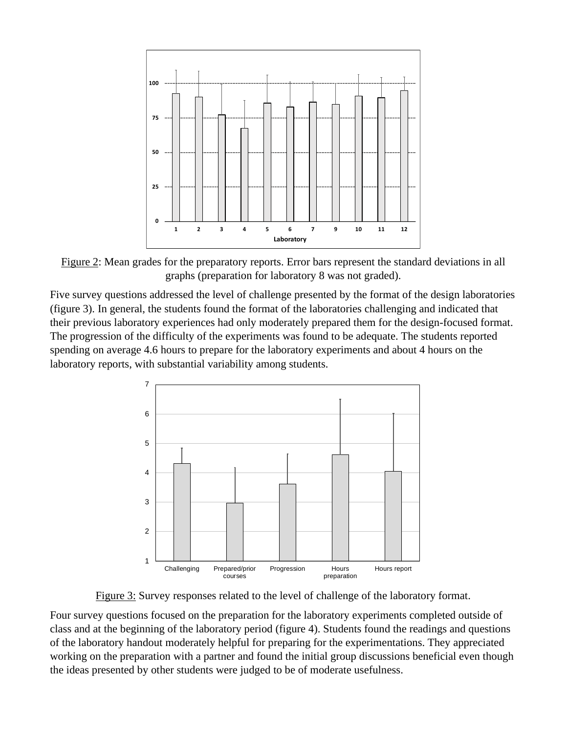Figure 2: Mean grades for the preparatory reports. Error bars represent the standard deviations in all graphs (preparation for laboratory 8 was not graded).

Five survey questions addressed the level of challenge presented by the format of the design laboratories (figure 3). In general, the students found the format of the laboratories challenging and indicated that their previous laboratory experiences had only moderately prepared them for the design-focused format. The progression of the difficulty of the experiments was found to be adequate. The students reported spending on average 4.6 hours to prepare for the laboratory experiments and about 4 hours on the laboratory reports, with substantial variability among students.

Figure 3: Survey responses related to the level of challenge of the laboratory format.

Four survey questions focused on the preparation for the laboratory experiments completed outside of class and at the beginning of the laboratory period (figure 4). Students found the readings and questions of the laboratory handout moderately helpful for preparing for the experimentations. They appreciated working on the preparation with a partner and found the initial group discussions beneficial even though the ideas presented by other students were judged to be of moderate usefulness.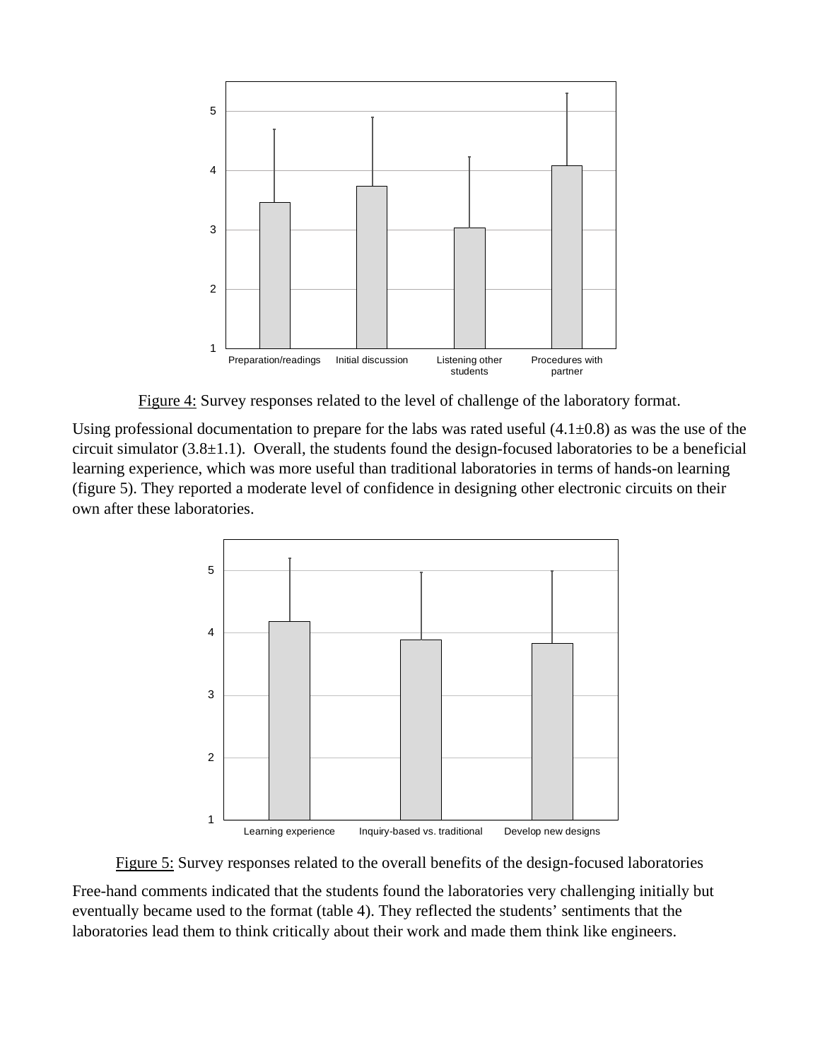Figure 4: Survey responses related to the level of challenge of the laboratory format.

Using professional documentation to prepare for the labs was rated useful (4.1±0.8) as was the use of the circuit simulator (3.8±1.1). Overall, the students found the design-focused laboratories to be a beneficial learning experience, which was more useful than traditional laboratories in terms of hands-on learning (figure 5). They reported a moderate level of confidence in designing other electronic circuits on their own after these laboratories.

Figure 5: Survey responses related to the overall benefits of the design-focused laboratories

Free-hand comments indicated that the students found the laboratories very challenging initially but eventually became used to the format (table 4). They reflected the students' sentiments that the laboratories lead them to think critically about their work and made them think like engineers.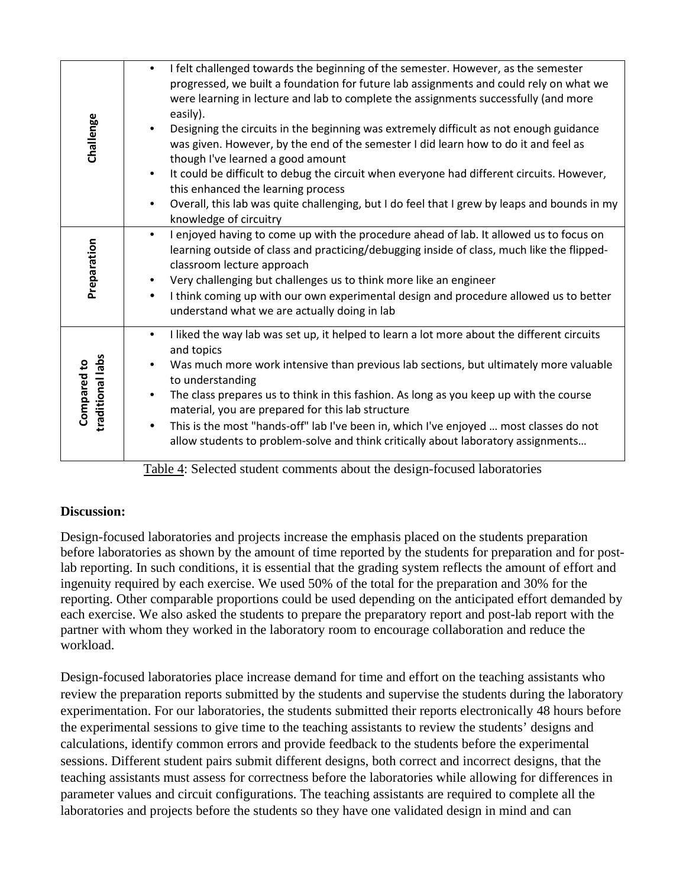| | |
|---|---|
| **Challenge** | • I felt challenged towards the beginning of the semester. However, as the semester progressed, we built a foundation for future lab assignments and could rely on what we were learning in lecture and lab to complete the assignments successfully (and more easily).<br>• Designing the circuits in the beginning was extremely difficult as not enough guidance was given. However, by the end of the semester I did learn how to do it and feel as though I've learned a good amount<br>• It could be difficult to debug the circuit when everyone had different circuits. However, this enhanced the learning process<br>• Overall, this lab was quite challenging, but I do feel that I grew by leaps and bounds in my knowledge of circuitry |
| **Preparation** | • I enjoyed having to come up with the procedure ahead of lab. It allowed us to focus on learning outside of class and practicing/debugging inside of class, much like the flipped-classroom lecture approach<br>• Very challenging but challenges us to think more like an engineer<br>• I think coming up with our own experimental design and procedure allowed us to better understand what we are actually doing in lab |
| **Compared to traditional labs** | • I liked the way lab was set up, it helped to learn a lot more about the different circuits and topics<br>• Was much more work intensive than previous lab sections, but ultimately more valuable to understanding<br>• The class prepares us to think in this fashion. As long as you keep up with the course material, you are prepared for this lab structure<br>• This is the most "hands-off" lab I've been in, which I've enjoyed … most classes do not allow students to problem-solve and think critically about laboratory assignments… |

Table 4: Selected student comments about the design-focused laboratories

**Discussion:**

Design-focused laboratories and projects increase the emphasis placed on the students preparation before laboratories as shown by the amount of time reported by the students for preparation and for post-lab reporting. In such conditions, it is essential that the grading system reflects the amount of effort and ingenuity required by each exercise. We used 50% of the total for the preparation and 30% for the reporting. Other comparable proportions could be used depending on the anticipated effort demanded by each exercise. We also asked the students to prepare the preparatory report and post-lab report with the partner with whom they worked in the laboratory room to encourage collaboration and reduce the workload.

Design-focused laboratories place increase demand for time and effort on the teaching assistants who review the preparation reports submitted by the students and supervise the students during the laboratory experimentation. For our laboratories, the students submitted their reports electronically 48 hours before the experimental sessions to give time to the teaching assistants to review the students' designs and calculations, identify common errors and provide feedback to the students before the experimental sessions. Different student pairs submit different designs, both correct and incorrect designs, that the teaching assistants must assess for correctness before the laboratories while allowing for differences in parameter values and circuit configurations. The teaching assistants are required to complete all the laboratories and projects before the students so they have one validated design in mind and can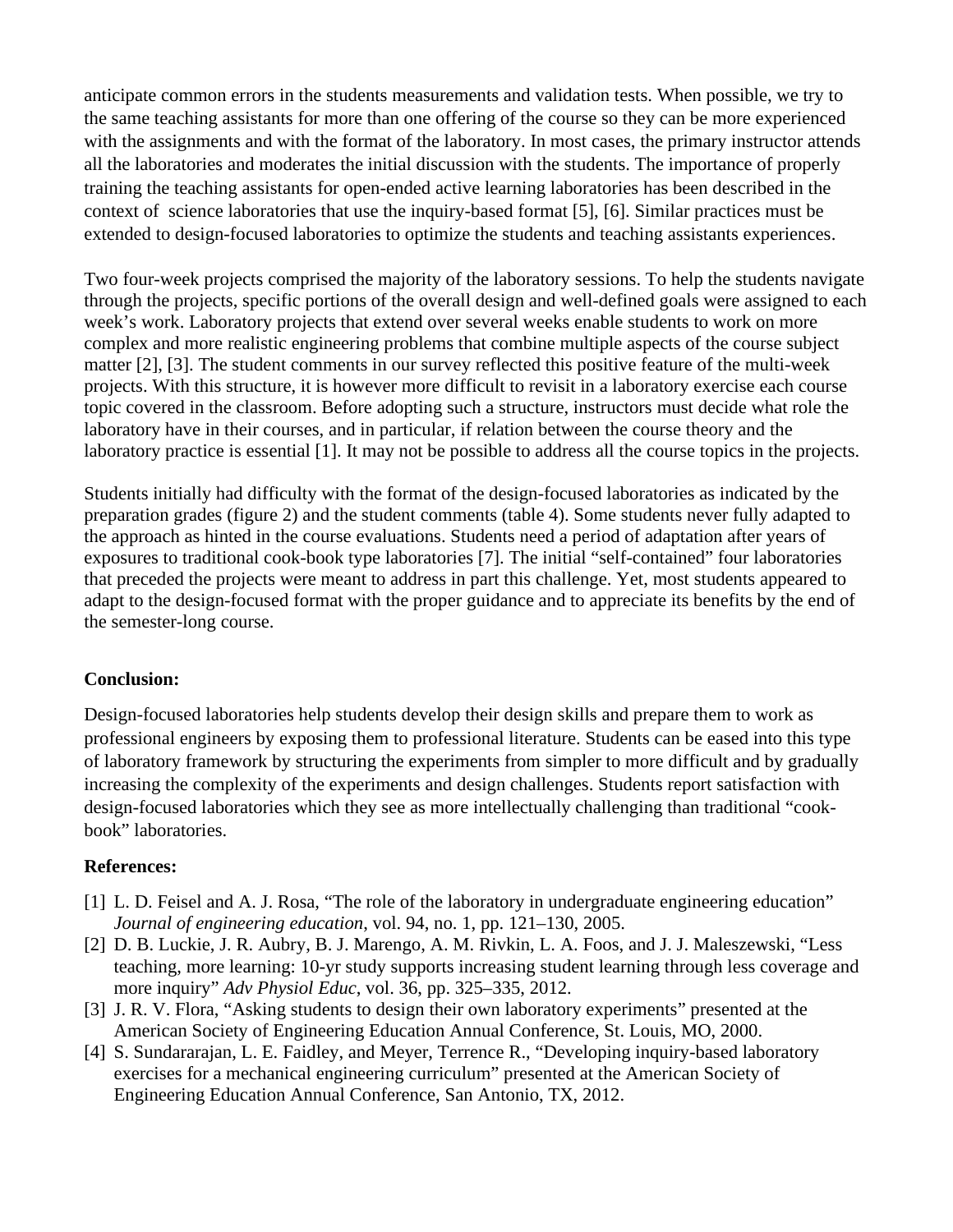anticipate common errors in the students measurements and validation tests. When possible, we try to the same teaching assistants for more than one offering of the course so they can be more experienced with the assignments and with the format of the laboratory. In most cases, the primary instructor attends all the laboratories and moderates the initial discussion with the students. The importance of properly training the teaching assistants for open-ended active learning laboratories has been described in the context of science laboratories that use the inquiry-based format [5], [6]. Similar practices must be extended to design-focused laboratories to optimize the students and teaching assistants experiences.

Two four-week projects comprised the majority of the laboratory sessions. To help the students navigate through the projects, specific portions of the overall design and well-defined goals were assigned to each week's work. Laboratory projects that extend over several weeks enable students to work on more complex and more realistic engineering problems that combine multiple aspects of the course subject matter [2], [3]. The student comments in our survey reflected this positive feature of the multi-week projects. With this structure, it is however more difficult to revisit in a laboratory exercise each course topic covered in the classroom. Before adopting such a structure, instructors must decide what role the laboratory have in their courses, and in particular, if relation between the course theory and the laboratory practice is essential [1]. It may not be possible to address all the course topics in the projects.

Students initially had difficulty with the format of the design-focused laboratories as indicated by the preparation grades (figure 2) and the student comments (table 4). Some students never fully adapted to the approach as hinted in the course evaluations. Students need a period of adaptation after years of exposures to traditional cook-book type laboratories [7]. The initial "self-contained" four laboratories that preceded the projects were meant to address in part this challenge. Yet, most students appeared to adapt to the design-focused format with the proper guidance and to appreciate its benefits by the end of the semester-long course.

**Conclusion:**

Design-focused laboratories help students develop their design skills and prepare them to work as professional engineers by exposing them to professional literature. Students can be eased into this type of laboratory framework by structuring the experiments from simpler to more difficult and by gradually increasing the complexity of the experiments and design challenges. Students report satisfaction with design-focused laboratories which they see as more intellectually challenging than traditional "cook-book" laboratories.

**References:**

[1] L. D. Feisel and A. J. Rosa, "The role of the laboratory in undergraduate engineering education" *Journal of engineering education*, vol. 94, no. 1, pp. 121–130, 2005.

[2] D. B. Luckie, J. R. Aubry, B. J. Marengo, A. M. Rivkin, L. A. Foos, and J. J. Maleszewski, "Less teaching, more learning: 10-yr study supports increasing student learning through less coverage and more inquiry" *Adv Physiol Educ*, vol. 36, pp. 325–335, 2012.

[3] J. R. V. Flora, "Asking students to design their own laboratory experiments" presented at the American Society of Engineering Education Annual Conference, St. Louis, MO, 2000.

[4] S. Sundararajan, L. E. Faidley, and Meyer, Terrence R., "Developing inquiry-based laboratory exercises for a mechanical engineering curriculum" presented at the American Society of Engineering Education Annual Conference, San Antonio, TX, 2012.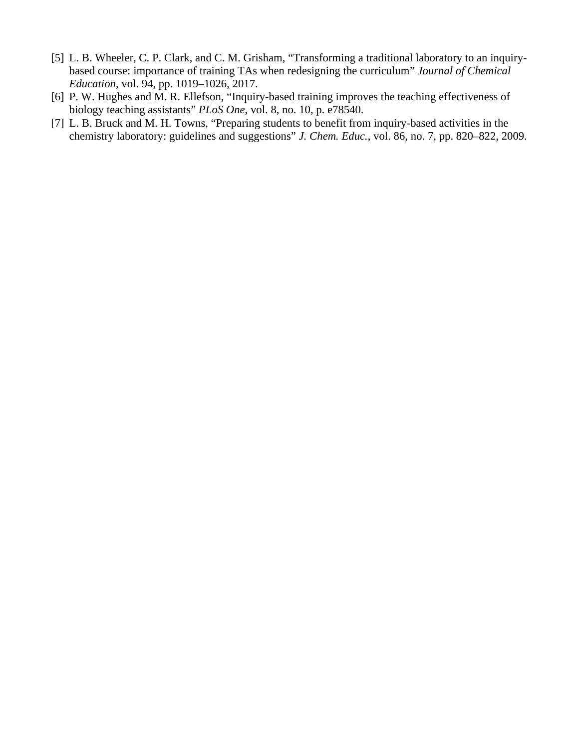[5] L. B. Wheeler, C. P. Clark, and C. M. Grisham, “Transforming a traditional laboratory to an inquiry-based course: importance of training TAs when redesigning the curriculum” *Journal of Chemical Education*, vol. 94, pp. 1019–1026, 2017.

[6] P. W. Hughes and M. R. Ellefson, “Inquiry-based training improves the teaching effectiveness of biology teaching assistants” *PLoS One*, vol. 8, no. 10, p. e78540.

[7] L. B. Bruck and M. H. Towns, “Preparing students to benefit from inquiry-based activities in the chemistry laboratory: guidelines and suggestions” *J. Chem. Educ.*, vol. 86, no. 7, pp. 820–822, 2009.